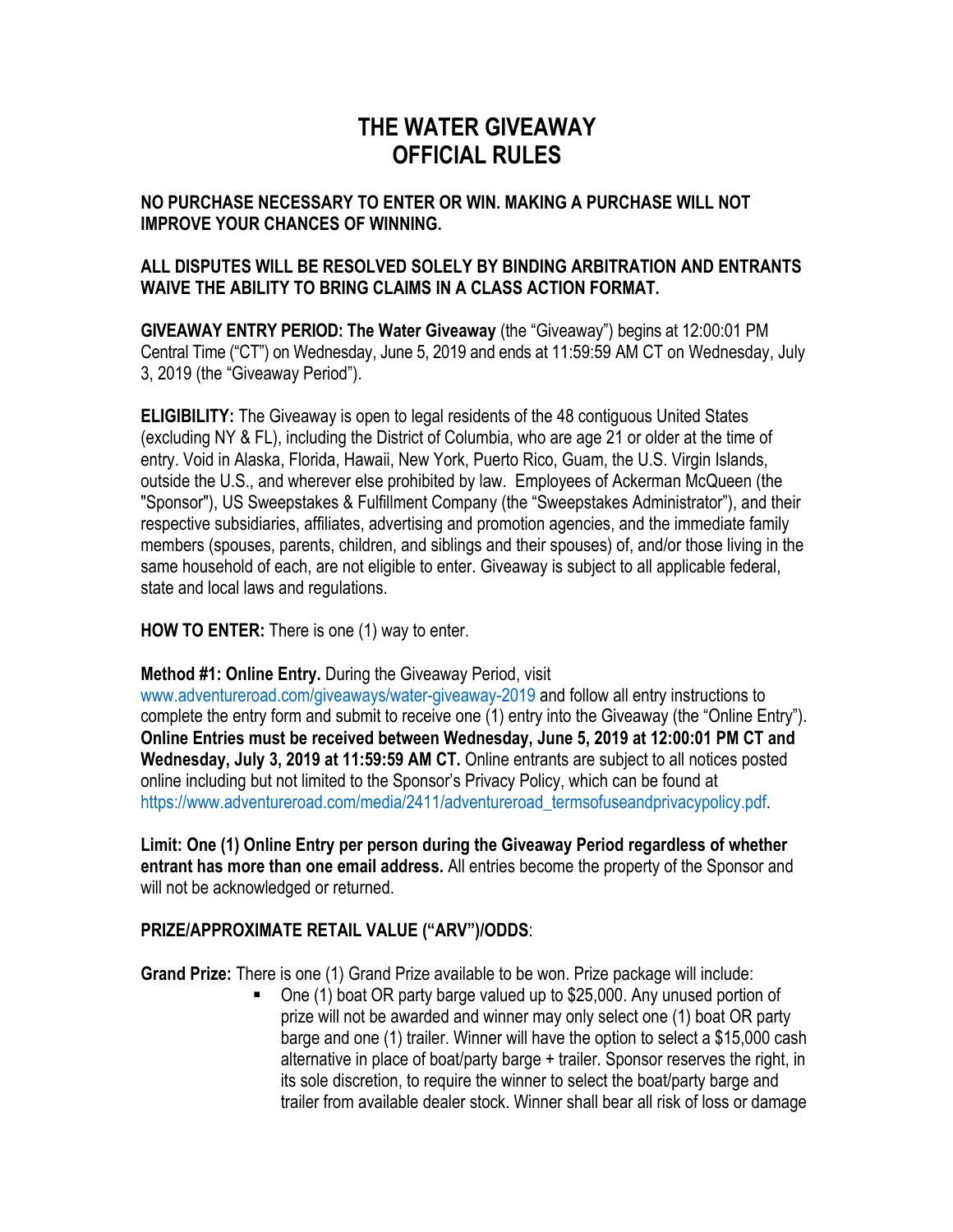# THE WATER GIVEAWAY
# OFFICIAL RULES

**NO PURCHASE NECESSARY TO ENTER OR WIN. MAKING A PURCHASE WILL NOT IMPROVE YOUR CHANCES OF WINNING.**

**ALL DISPUTES WILL BE RESOLVED SOLELY BY BINDING ARBITRATION AND ENTRANTS WAIVE THE ABILITY TO BRING CLAIMS IN A CLASS ACTION FORMAT.**

**GIVEAWAY ENTRY PERIOD: The Water Giveaway** (the "Giveaway") begins at 12:00:01 PM Central Time ("CT") on Wednesday, June 5, 2019 and ends at 11:59:59 AM CT on Wednesday, July 3, 2019 (the "Giveaway Period").

**ELIGIBILITY:** The Giveaway is open to legal residents of the 48 contiguous United States (excluding NY & FL), including the District of Columbia, who are age 21 or older at the time of entry. Void in Alaska, Florida, Hawaii, New York, Puerto Rico, Guam, the U.S. Virgin Islands, outside the U.S., and wherever else prohibited by law. Employees of Ackerman McQueen (the "Sponsor"), US Sweepstakes & Fulfillment Company (the "Sweepstakes Administrator"), and their respective subsidiaries, affiliates, advertising and promotion agencies, and the immediate family members (spouses, parents, children, and siblings and their spouses) of, and/or those living in the same household of each, are not eligible to enter. Giveaway is subject to all applicable federal, state and local laws and regulations.

**HOW TO ENTER:** There is one (1) way to enter.

**Method #1: Online Entry.** During the Giveaway Period, visit www.adventureroad.com/giveaways/water-giveaway-2019 and follow all entry instructions to complete the entry form and submit to receive one (1) entry into the Giveaway (the "Online Entry"). **Online Entries must be received between Wednesday, June 5, 2019 at 12:00:01 PM CT and Wednesday, July 3, 2019 at 11:59:59 AM CT.** Online entrants are subject to all notices posted online including but not limited to the Sponsor's Privacy Policy, which can be found at https://www.adventureroad.com/media/2411/adventureroad_termsofuseandprivacypolicy.pdf.

**Limit: One (1) Online Entry per person during the Giveaway Period regardless of whether entrant has more than one email address.** All entries become the property of the Sponsor and will not be acknowledged or returned.

**PRIZE/APPROXIMATE RETAIL VALUE ("ARV")/ODDS**:

**Grand Prize:** There is one (1) Grand Prize available to be won. Prize package will include:

- One (1) boat OR party barge valued up to $25,000. Any unused portion of prize will not be awarded and winner may only select one (1) boat OR party barge and one (1) trailer. Winner will have the option to select a $15,000 cash alternative in place of boat/party barge + trailer. Sponsor reserves the right, in its sole discretion, to require the winner to select the boat/party barge and trailer from available dealer stock. Winner shall bear all risk of loss or damage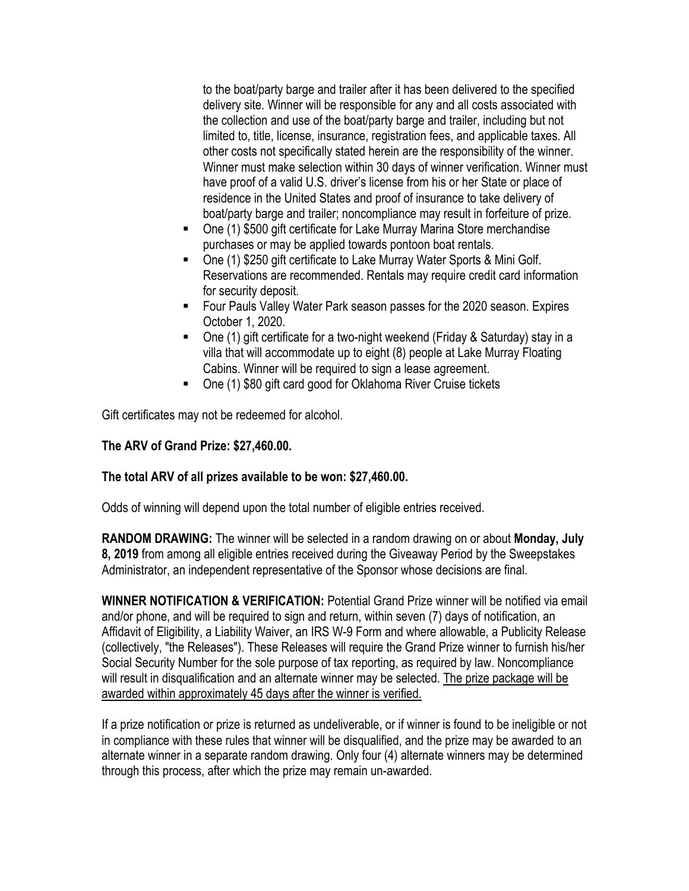to the boat/party barge and trailer after it has been delivered to the specified delivery site. Winner will be responsible for any and all costs associated with the collection and use of the boat/party barge and trailer, including but not limited to, title, license, insurance, registration fees, and applicable taxes. All other costs not specifically stated herein are the responsibility of the winner. Winner must make selection within 30 days of winner verification. Winner must have proof of a valid U.S. driver's license from his or her State or place of residence in the United States and proof of insurance to take delivery of boat/party barge and trailer; noncompliance may result in forfeiture of prize.

- One (1) $500 gift certificate for Lake Murray Marina Store merchandise purchases or may be applied towards pontoon boat rentals.
- One (1) $250 gift certificate to Lake Murray Water Sports & Mini Golf. Reservations are recommended. Rentals may require credit card information for security deposit.
- Four Pauls Valley Water Park season passes for the 2020 season. Expires October 1, 2020.
- One (1) gift certificate for a two-night weekend (Friday & Saturday) stay in a villa that will accommodate up to eight (8) people at Lake Murray Floating Cabins. Winner will be required to sign a lease agreement.
- One (1) $80 gift card good for Oklahoma River Cruise tickets

Gift certificates may not be redeemed for alcohol.

**The ARV of Grand Prize: $27,460.00.**

**The total ARV of all prizes available to be won: $27,460.00.**

Odds of winning will depend upon the total number of eligible entries received.

**RANDOM DRAWING:** The winner will be selected in a random drawing on or about **Monday, July 8, 2019** from among all eligible entries received during the Giveaway Period by the Sweepstakes Administrator, an independent representative of the Sponsor whose decisions are final.

**WINNER NOTIFICATION & VERIFICATION:** Potential Grand Prize winner will be notified via email and/or phone, and will be required to sign and return, within seven (7) days of notification, an Affidavit of Eligibility, a Liability Waiver, an IRS W-9 Form and where allowable, a Publicity Release (collectively, "the Releases"). These Releases will require the Grand Prize winner to furnish his/her Social Security Number for the sole purpose of tax reporting, as required by law. Noncompliance will result in disqualification and an alternate winner may be selected. The prize package will be awarded within approximately 45 days after the winner is verified.

If a prize notification or prize is returned as undeliverable, or if winner is found to be ineligible or not in compliance with these rules that winner will be disqualified, and the prize may be awarded to an alternate winner in a separate random drawing. Only four (4) alternate winners may be determined through this process, after which the prize may remain un-awarded.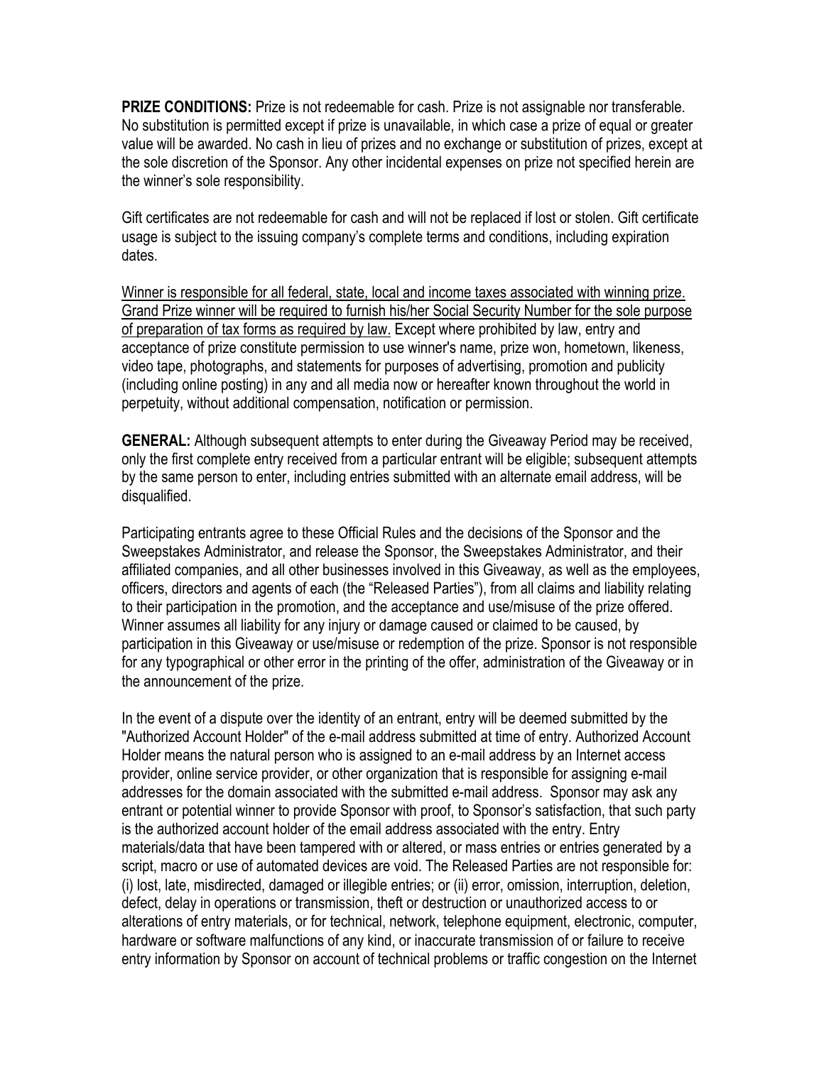**PRIZE CONDITIONS:** Prize is not redeemable for cash. Prize is not assignable nor transferable. No substitution is permitted except if prize is unavailable, in which case a prize of equal or greater value will be awarded. No cash in lieu of prizes and no exchange or substitution of prizes, except at the sole discretion of the Sponsor. Any other incidental expenses on prize not specified herein are the winner's sole responsibility.

Gift certificates are not redeemable for cash and will not be replaced if lost or stolen. Gift certificate usage is subject to the issuing company's complete terms and conditions, including expiration dates.

<u>Winner is responsible for all federal, state, local and income taxes associated with winning prize. Grand Prize winner will be required to furnish his/her Social Security Number for the sole purpose of preparation of tax forms as required by law.</u> Except where prohibited by law, entry and acceptance of prize constitute permission to use winner's name, prize won, hometown, likeness, video tape, photographs, and statements for purposes of advertising, promotion and publicity (including online posting) in any and all media now or hereafter known throughout the world in perpetuity, without additional compensation, notification or permission.

**GENERAL:** Although subsequent attempts to enter during the Giveaway Period may be received, only the first complete entry received from a particular entrant will be eligible; subsequent attempts by the same person to enter, including entries submitted with an alternate email address, will be disqualified.

Participating entrants agree to these Official Rules and the decisions of the Sponsor and the Sweepstakes Administrator, and release the Sponsor, the Sweepstakes Administrator, and their affiliated companies, and all other businesses involved in this Giveaway, as well as the employees, officers, directors and agents of each (the "Released Parties"), from all claims and liability relating to their participation in the promotion, and the acceptance and use/misuse of the prize offered. Winner assumes all liability for any injury or damage caused or claimed to be caused, by participation in this Giveaway or use/misuse or redemption of the prize. Sponsor is not responsible for any typographical or other error in the printing of the offer, administration of the Giveaway or in the announcement of the prize.

In the event of a dispute over the identity of an entrant, entry will be deemed submitted by the "Authorized Account Holder" of the e-mail address submitted at time of entry. Authorized Account Holder means the natural person who is assigned to an e-mail address by an Internet access provider, online service provider, or other organization that is responsible for assigning e-mail addresses for the domain associated with the submitted e-mail address. Sponsor may ask any entrant or potential winner to provide Sponsor with proof, to Sponsor's satisfaction, that such party is the authorized account holder of the email address associated with the entry. Entry materials/data that have been tampered with or altered, or mass entries or entries generated by a script, macro or use of automated devices are void. The Released Parties are not responsible for: (i) lost, late, misdirected, damaged or illegible entries; or (ii) error, omission, interruption, deletion, defect, delay in operations or transmission, theft or destruction or unauthorized access to or alterations of entry materials, or for technical, network, telephone equipment, electronic, computer, hardware or software malfunctions of any kind, or inaccurate transmission of or failure to receive entry information by Sponsor on account of technical problems or traffic congestion on the Internet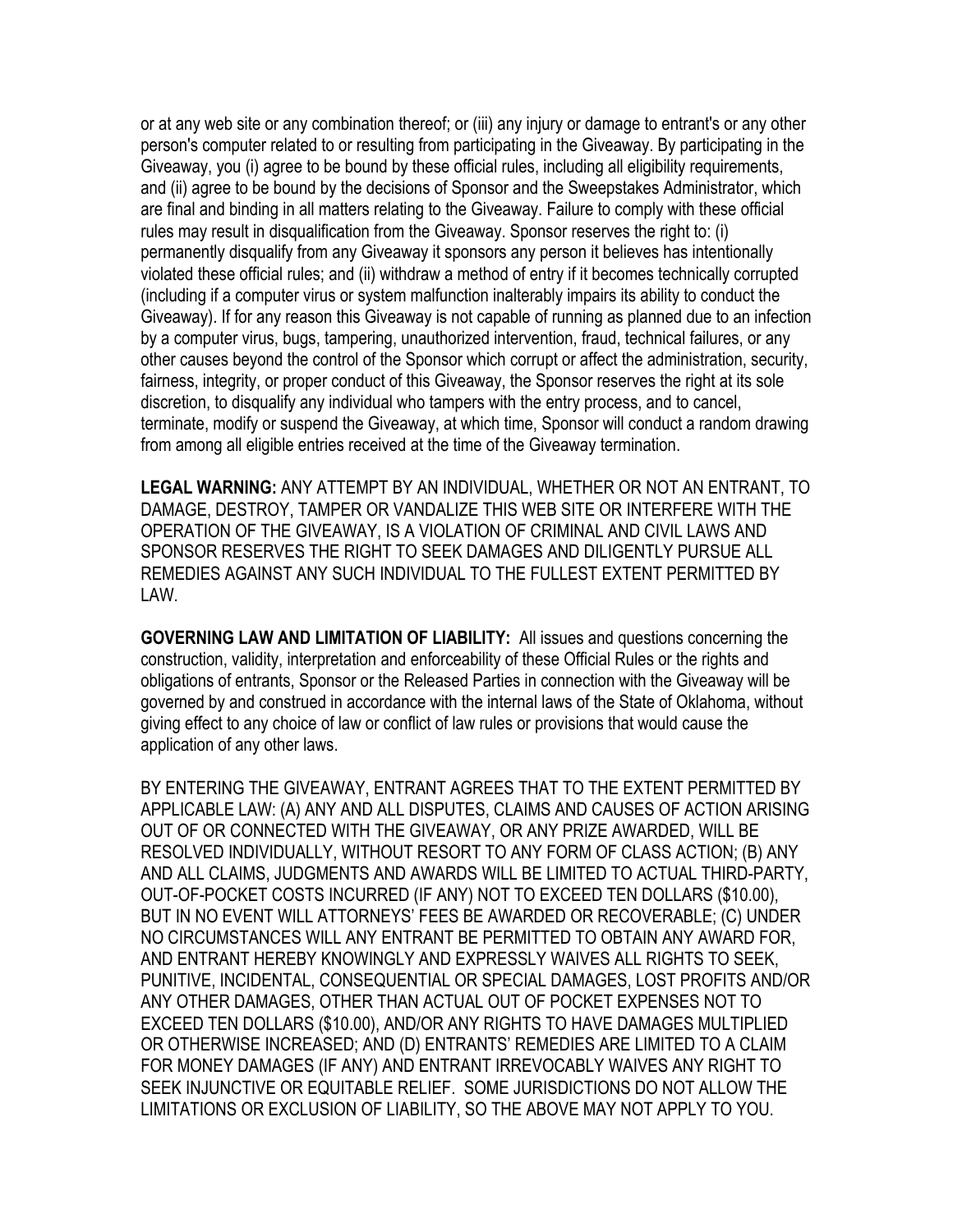or at any web site or any combination thereof; or (iii) any injury or damage to entrant's or any other person's computer related to or resulting from participating in the Giveaway. By participating in the Giveaway, you (i) agree to be bound by these official rules, including all eligibility requirements, and (ii) agree to be bound by the decisions of Sponsor and the Sweepstakes Administrator, which are final and binding in all matters relating to the Giveaway. Failure to comply with these official rules may result in disqualification from the Giveaway. Sponsor reserves the right to: (i) permanently disqualify from any Giveaway it sponsors any person it believes has intentionally violated these official rules; and (ii) withdraw a method of entry if it becomes technically corrupted (including if a computer virus or system malfunction inalterably impairs its ability to conduct the Giveaway). If for any reason this Giveaway is not capable of running as planned due to an infection by a computer virus, bugs, tampering, unauthorized intervention, fraud, technical failures, or any other causes beyond the control of the Sponsor which corrupt or affect the administration, security, fairness, integrity, or proper conduct of this Giveaway, the Sponsor reserves the right at its sole discretion, to disqualify any individual who tampers with the entry process, and to cancel, terminate, modify or suspend the Giveaway, at which time, Sponsor will conduct a random drawing from among all eligible entries received at the time of the Giveaway termination.

**LEGAL WARNING:** ANY ATTEMPT BY AN INDIVIDUAL, WHETHER OR NOT AN ENTRANT, TO DAMAGE, DESTROY, TAMPER OR VANDALIZE THIS WEB SITE OR INTERFERE WITH THE OPERATION OF THE GIVEAWAY, IS A VIOLATION OF CRIMINAL AND CIVIL LAWS AND SPONSOR RESERVES THE RIGHT TO SEEK DAMAGES AND DILIGENTLY PURSUE ALL REMEDIES AGAINST ANY SUCH INDIVIDUAL TO THE FULLEST EXTENT PERMITTED BY LAW.

**GOVERNING LAW AND LIMITATION OF LIABILITY:** All issues and questions concerning the construction, validity, interpretation and enforceability of these Official Rules or the rights and obligations of entrants, Sponsor or the Released Parties in connection with the Giveaway will be governed by and construed in accordance with the internal laws of the State of Oklahoma, without giving effect to any choice of law or conflict of law rules or provisions that would cause the application of any other laws.

BY ENTERING THE GIVEAWAY, ENTRANT AGREES THAT TO THE EXTENT PERMITTED BY APPLICABLE LAW: (A) ANY AND ALL DISPUTES, CLAIMS AND CAUSES OF ACTION ARISING OUT OF OR CONNECTED WITH THE GIVEAWAY, OR ANY PRIZE AWARDED, WILL BE RESOLVED INDIVIDUALLY, WITHOUT RESORT TO ANY FORM OF CLASS ACTION; (B) ANY AND ALL CLAIMS, JUDGMENTS AND AWARDS WILL BE LIMITED TO ACTUAL THIRD-PARTY, OUT-OF-POCKET COSTS INCURRED (IF ANY) NOT TO EXCEED TEN DOLLARS ($10.00), BUT IN NO EVENT WILL ATTORNEYS' FEES BE AWARDED OR RECOVERABLE; (C) UNDER NO CIRCUMSTANCES WILL ANY ENTRANT BE PERMITTED TO OBTAIN ANY AWARD FOR, AND ENTRANT HEREBY KNOWINGLY AND EXPRESSLY WAIVES ALL RIGHTS TO SEEK, PUNITIVE, INCIDENTAL, CONSEQUENTIAL OR SPECIAL DAMAGES, LOST PROFITS AND/OR ANY OTHER DAMAGES, OTHER THAN ACTUAL OUT OF POCKET EXPENSES NOT TO EXCEED TEN DOLLARS ($10.00), AND/OR ANY RIGHTS TO HAVE DAMAGES MULTIPLIED OR OTHERWISE INCREASED; AND (D) ENTRANTS' REMEDIES ARE LIMITED TO A CLAIM FOR MONEY DAMAGES (IF ANY) AND ENTRANT IRREVOCABLY WAIVES ANY RIGHT TO SEEK INJUNCTIVE OR EQUITABLE RELIEF. SOME JURISDICTIONS DO NOT ALLOW THE LIMITATIONS OR EXCLUSION OF LIABILITY, SO THE ABOVE MAY NOT APPLY TO YOU.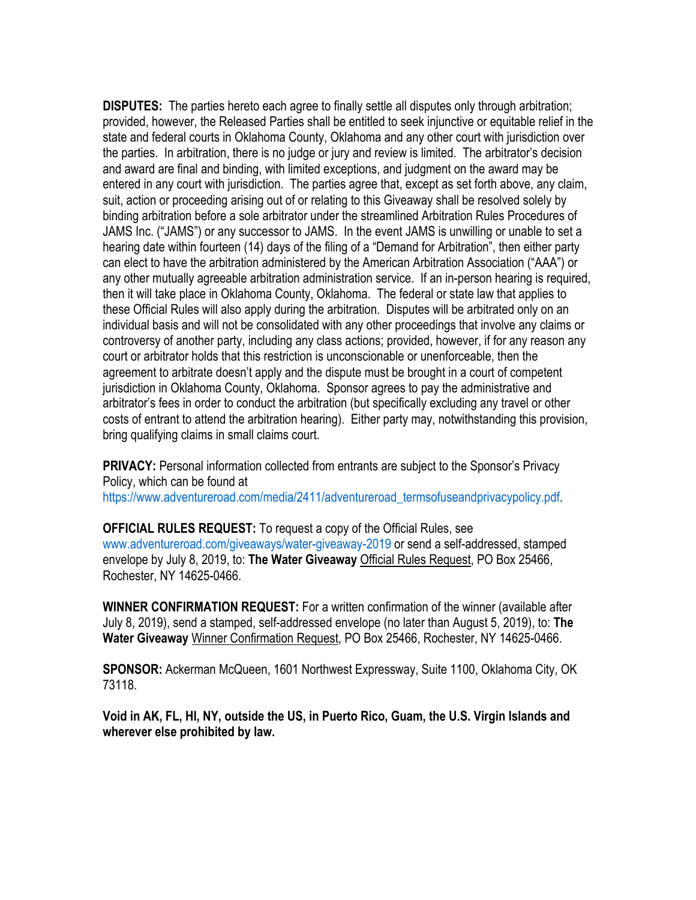**DISPUTES:** The parties hereto each agree to finally settle all disputes only through arbitration; provided, however, the Released Parties shall be entitled to seek injunctive or equitable relief in the state and federal courts in Oklahoma County, Oklahoma and any other court with jurisdiction over the parties. In arbitration, there is no judge or jury and review is limited. The arbitrator's decision and award are final and binding, with limited exceptions, and judgment on the award may be entered in any court with jurisdiction. The parties agree that, except as set forth above, any claim, suit, action or proceeding arising out of or relating to this Giveaway shall be resolved solely by binding arbitration before a sole arbitrator under the streamlined Arbitration Rules Procedures of JAMS Inc. ("JAMS") or any successor to JAMS. In the event JAMS is unwilling or unable to set a hearing date within fourteen (14) days of the filing of a "Demand for Arbitration", then either party can elect to have the arbitration administered by the American Arbitration Association ("AAA") or any other mutually agreeable arbitration administration service. If an in-person hearing is required, then it will take place in Oklahoma County, Oklahoma. The federal or state law that applies to these Official Rules will also apply during the arbitration. Disputes will be arbitrated only on an individual basis and will not be consolidated with any other proceedings that involve any claims or controversy of another party, including any class actions; provided, however, if for any reason any court or arbitrator holds that this restriction is unconscionable or unenforceable, then the agreement to arbitrate doesn't apply and the dispute must be brought in a court of competent jurisdiction in Oklahoma County, Oklahoma. Sponsor agrees to pay the administrative and arbitrator's fees in order to conduct the arbitration (but specifically excluding any travel or other costs of entrant to attend the arbitration hearing). Either party may, notwithstanding this provision, bring qualifying claims in small claims court.

**PRIVACY:** Personal information collected from entrants are subject to the Sponsor's Privacy Policy, which can be found at https://www.adventureroad.com/media/2411/adventureroad_termsofuseandprivacypolicy.pdf.

**OFFICIAL RULES REQUEST:** To request a copy of the Official Rules, see www.adventureroad.com/giveaways/water-giveaway-2019 or send a self-addressed, stamped envelope by July 8, 2019, to: **The Water Giveaway** Official Rules Request, PO Box 25466, Rochester, NY 14625-0466.

**WINNER CONFIRMATION REQUEST:** For a written confirmation of the winner (available after July 8, 2019), send a stamped, self-addressed envelope (no later than August 5, 2019), to: **The Water Giveaway** Winner Confirmation Request, PO Box 25466, Rochester, NY 14625-0466.

**SPONSOR:** Ackerman McQueen, 1601 Northwest Expressway, Suite 1100, Oklahoma City, OK 73118.

**Void in AK, FL, HI, NY, outside the US, in Puerto Rico, Guam, the U.S. Virgin Islands and wherever else prohibited by law.**